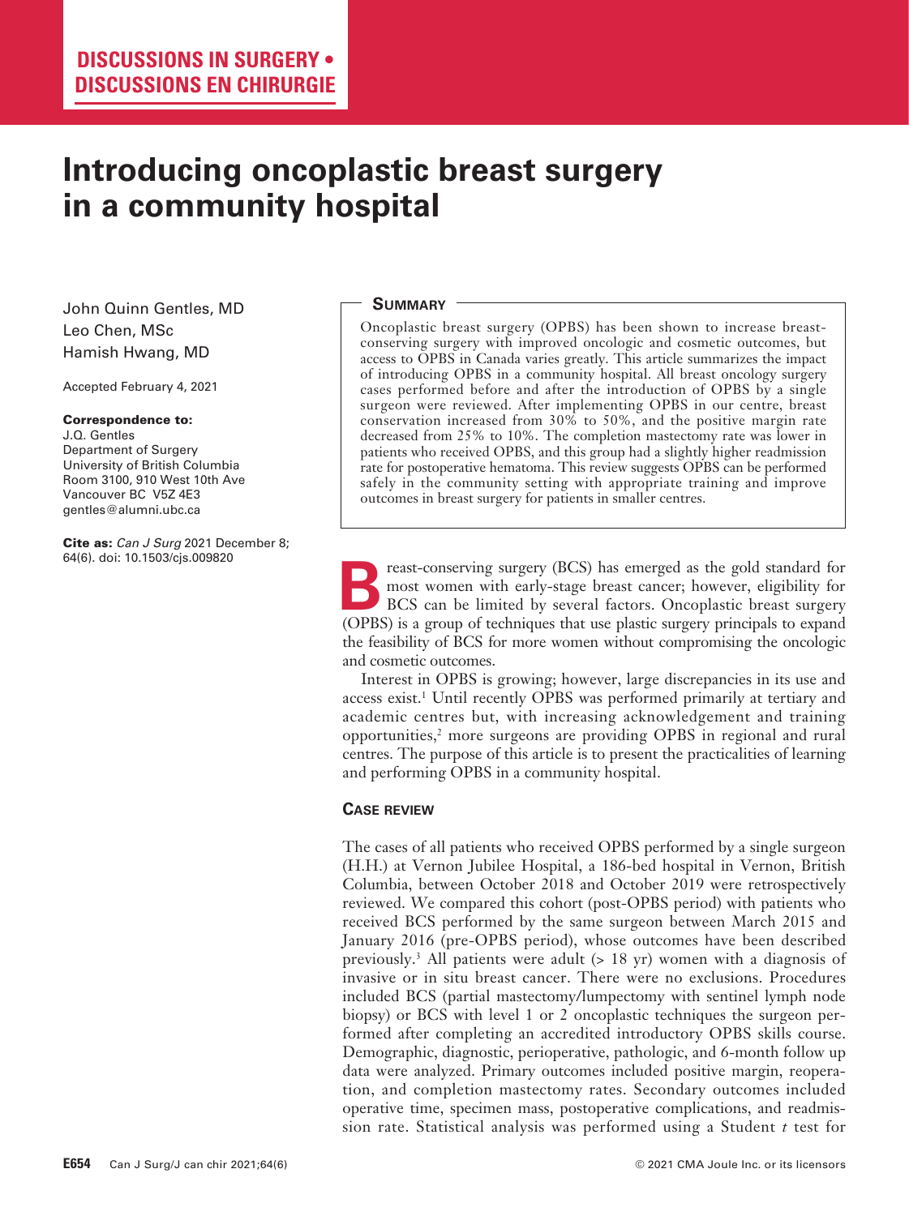**DISCUSSIONS IN SURGERY • DISCUSSIONS EN CHIRURGIE**

# Introducing oncoplastic breast surgery in a community hospital

John Quinn Gentles, MD
Leo Chen, MSc
Hamish Hwang, MD

Accepted February 4, 2021

**Correspondence to:**
J.Q. Gentles
Department of Surgery
University of British Columbia
Room 3100, 910 West 10th Ave
Vancouver BC V5Z 4E3
gentles@alumni.ubc.ca

**Cite as:** *Can J Surg* 2021 December 8; 64(6). doi: 10.1503/cjs.009820

## Summary

Oncoplastic breast surgery (OPBS) has been shown to increase breast-conserving surgery with improved oncologic and cosmetic outcomes, but access to OPBS in Canada varies greatly. This article summarizes the impact of introducing OPBS in a community hospital. All breast oncology surgery cases performed before and after the introduction of OPBS by a single surgeon were reviewed. After implementing OPBS in our centre, breast conservation increased from 30% to 50%, and the positive margin rate decreased from 25% to 10%. The completion mastectomy rate was lower in patients who received OPBS, and this group had a slightly higher readmission rate for postoperative hematoma. This review suggests OPBS can be performed safely in the community setting with appropriate training and improve outcomes in breast surgery for patients in smaller centres.

Breast-conserving surgery (BCS) has emerged as the gold standard for most women with early-stage breast cancer; however, eligibility for BCS can be limited by several factors. Oncoplastic breast surgery (OPBS) is a group of techniques that use plastic surgery principals to expand the feasibility of BCS for more women without compromising the oncologic and cosmetic outcomes.

Interest in OPBS is growing; however, large discrepancies in its use and access exist.[1] Until recently OPBS was performed primarily at tertiary and academic centres but, with increasing acknowledgement and training opportunities,[2] more surgeons are providing OPBS in regional and rural centres. The purpose of this article is to present the practicalities of learning and performing OPBS in a community hospital.

## Case review

The cases of all patients who received OPBS performed by a single surgeon (H.H.) at Vernon Jubilee Hospital, a 186-bed hospital in Vernon, British Columbia, between October 2018 and October 2019 were retrospectively reviewed. We compared this cohort (post-OPBS period) with patients who received BCS performed by the same surgeon between March 2015 and January 2016 (pre-OPBS period), whose outcomes have been described previously.[3] All patients were adult (> 18 yr) women with a diagnosis of invasive or in situ breast cancer. There were no exclusions. Procedures included BCS (partial mastectomy/lumpectomy with sentinel lymph node biopsy) or BCS with level 1 or 2 oncoplastic techniques the surgeon performed after completing an accredited introductory OPBS skills course. Demographic, diagnostic, perioperative, pathologic, and 6-month follow up data were analyzed. Primary outcomes included positive margin, reoperation, and completion mastectomy rates. Secondary outcomes included operative time, specimen mass, postoperative complications, and readmission rate. Statistical analysis was performed using a Student *t* test for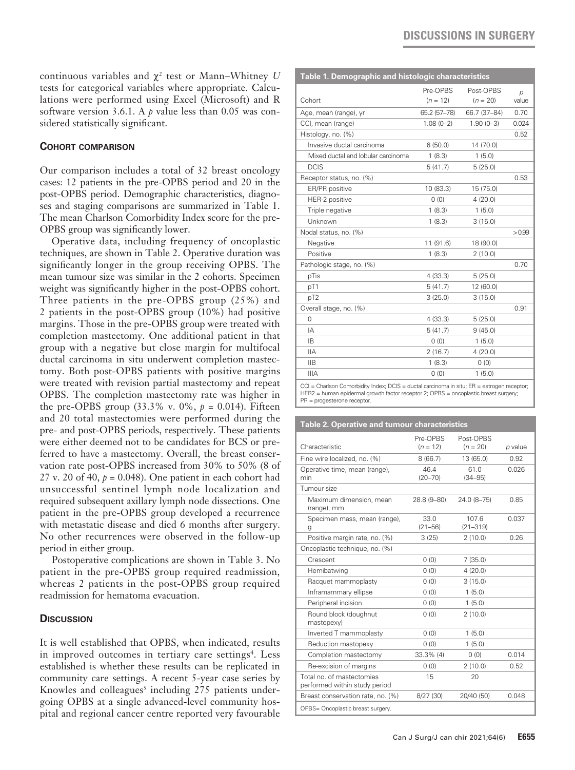continuous variables and $\chi^2$ test or Mann–Whitney *U* tests for categorical variables where appropriate. Calculations were performed using Excel (Microsoft) and R software version 3.6.1. A *p* value less than 0.05 was considered statistically significant.

### Cohort comparison

Our comparison includes a total of 32 breast oncology cases: 12 patients in the pre-OPBS period and 20 in the post-OPBS period. Demographic characteristics, diagnoses and staging comparisons are summarized in Table 1. The mean Charlson Comorbidity Index score for the pre-OPBS group was significantly lower.

Operative data, including frequency of oncoplastic techniques, are shown in Table 2. Operative duration was significantly longer in the group receiving OPBS. The mean tumour size was similar in the 2 cohorts. Specimen weight was significantly higher in the post-OPBS cohort. Three patients in the pre-OPBS group (25%) and 2 patients in the post-OPBS group (10%) had positive margins. Those in the pre-OPBS group were treated with completion mastectomy. One additional patient in that group with a negative but close margin for multifocal ductal carcinoma in situ underwent completion mastectomy. Both post-OPBS patients with positive margins were treated with revision partial mastectomy and repeat OPBS. The completion mastectomy rate was higher in the pre-OPBS group (33.3% v. 0%, $p = 0.014$). Fifteen and 20 total mastectomies were performed during the pre- and post-OPBS periods, respectively. These patients were either deemed not to be candidates for BCS or preferred to have a mastectomy. Overall, the breast conservation rate post-OPBS increased from 30% to 50% (8 of 27 v. 20 of 40, $p = 0.048$). One patient in each cohort had unsuccessful sentinel lymph node localization and required subsequent axillary lymph node dissections. One patient in the pre-OPBS group developed a recurrence with metastatic disease and died 6 months after surgery. No other recurrences were observed in the follow-up period in either group.

Postoperative complications are shown in Table 3. No patient in the pre-OPBS group required readmission, whereas 2 patients in the post-OPBS group required readmission for hematoma evacuation.

### Discussion

It is well established that OPBS, when indicated, results in improved outcomes in tertiary care settings[4]. Less established is whether these results can be replicated in community care settings. A recent 5-year case series by Knowles and colleagues[5] including 275 patients undergoing OPBS at a single advanced-level community hospital and regional cancer centre reported very favourable

**Table 1. Demographic and histologic characteristics**

| Cohort | Pre-OPBS ($n = 12$) | Post-OPBS ($n = 20$) | *p* value |
|---|---|---|---|
| Age, mean (range), yr | 65.2 (57–78) | 66.7 (37–84) | 0.70 |
| CCI, mean (range) | 1.08 (0–2) | 1.90 (0–3) | 0.024 |
| Histology, no. (%) | | | 0.52 |
| Invasive ductal carcinoma | 6 (50.0) | 14 (70.0) | |
| Mixed ductal and lobular carcinoma | 1 (8.3) | 1 (5.0) | |
| DCIS | 5 (41.7) | 5 (25.0) | |
| Receptor status, no. (%) | | | 0.53 |
| ER/PR positive | 10 (83.3) | 15 (75.0) | |
| HER-2 positive | 0 (0) | 4 (20.0) | |
| Triple negative | 1 (8.3) | 1 (5.0) | |
| Unknown | 1 (8.3) | 3 (15.0) | |
| Nodal status, no. (%) | | | > 0.99 |
| Negative | 11 (91.6) | 18 (90.0) | |
| Positive | 1 (8.3) | 2 (10.0) | |
| Pathologic stage, no. (%) | | | 0.70 |
| pTis | 4 (33.3) | 5 (25.0) | |
| pT1 | 5 (41.7) | 12 (60.0) | |
| pT2 | 3 (25.0) | 3 (15.0) | |
| Overall stage, no. (%) | | | 0.91 |
| 0 | 4 (33.3) | 5 (25.0) | |
| IA | 5 (41.7) | 9 (45.0) | |
| IB | 0 (0) | 1 (5.0) | |
| IIA | 2 (16.7) | 4 (20.0) | |
| IIB | 1 (8.3) | 0 (0) | |
| IIIA | 0 (0) | 1 (5.0) | |

CCI = Charlson Comorbidity Index; DCIS = ductal carcinoma in situ; ER = estrogen receptor; HER2 = human epidermal growth factor receptor 2; OPBS = oncoplastic breast surgery; PR = progesterone receptor.

**Table 2. Operative and tumour characteristics**

| Characteristic | Pre-OPBS ($n = 12$) | Post-OPBS ($n = 20$) | *p* value |
|---|---|---|---|
| Fine wire localized, no. (%) | 8 (66.7) | 13 (65.0) | 0.92 |
| Operative time, mean (range), min | 46.4 (20–70) | 61.0 (34–95) | 0.026 |
| Tumour size | | | |
| Maximum dimension, mean (range), mm | 28.8 (9–80) | 24.0 (8–75) | 0.85 |
| Specimen mass, mean (range), g | 33.0 (21–56) | 107.6 (21–319) | 0.037 |
| Positive margin rate, no. (%) | 3 (25) | 2 (10.0) | 0.26 |
| Oncoplastic technique, no. (%) | | | |
| Crescent | 0 (0) | 7 (35.0) | |
| Hemibatwing | 0 (0) | 4 (20.0) | |
| Racquet mammoplasty | 0 (0) | 3 (15.0) | |
| Inframammary ellipse | 0 (0) | 1 (5.0) | |
| Peripheral incision | 0 (0) | 1 (5.0) | |
| Round block (doughnut mastopexy) | 0 (0) | 2 (10.0) | |
| Inverted T mammoplasty | 0 (0) | 1 (5.0) | |
| Reduction mastopexy | 0 (0) | 1 (5.0) | |
| Completion mastectomy | 33.3% (4) | 0 (0) | 0.014 |
| Re-excision of margins | 0 (0) | 2 (10.0) | 0.52 |
| Total no. of mastectomies performed within study period | 15 | 20 | |
| Breast conservation rate, no. (%) | 8/27 (30) | 20/40 (50) | 0.048 |

OPBS= Oncoplastic breast surgery.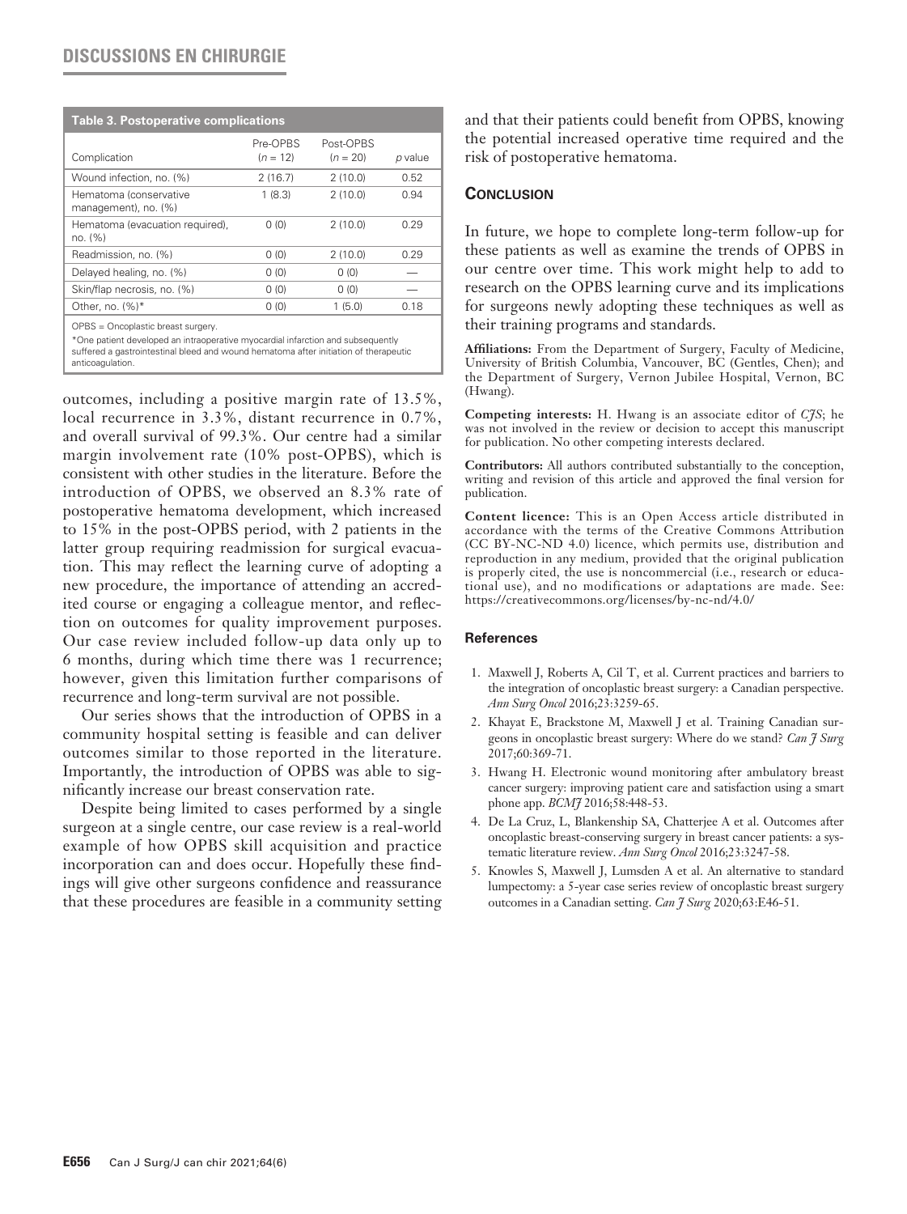**Table 3. Postoperative complications**

| Complication | Pre-OPBS ($n$ = 12) | Post-OPBS ($n$ = 20) | $p$ value |
|---|---|---|---|
| Wound infection, no. (%) | 2 (16.7) | 2 (10.0) | 0.52 |
| Hematoma (conservative management), no. (%) | 1 (8.3) | 2 (10.0) | 0.94 |
| Hematoma (evacuation required), no. (%) | 0 (0) | 2 (10.0) | 0.29 |
| Readmission, no. (%) | 0 (0) | 2 (10.0) | 0.29 |
| Delayed healing, no. (%) | 0 (0) | 0 (0) | — |
| Skin/flap necrosis, no. (%) | 0 (0) | 0 (0) | — |
| Other, no. (%)* | 0 (0) | 1 (5.0) | 0.18 |

OPBS = Oncoplastic breast surgery.
*One patient developed an intraoperative myocardial infarction and subsequently suffered a gastrointestinal bleed and wound hematoma after initiation of therapeutic anticoagulation.

outcomes, including a positive margin rate of 13.5%, local recurrence in 3.3%, distant recurrence in 0.7%, and overall survival of 99.3%. Our centre had a similar margin involvement rate (10% post-OPBS), which is consistent with other studies in the literature. Before the introduction of OPBS, we observed an 8.3% rate of postoperative hematoma development, which increased to 15% in the post-OPBS period, with 2 patients in the latter group requiring readmission for surgical evacuation. This may reflect the learning curve of adopting a new procedure, the importance of attending an accredited course or engaging a colleague mentor, and reflection on outcomes for quality improvement purposes. Our case review included follow-up data only up to 6 months, during which time there was 1 recurrence; however, given this limitation further comparisons of recurrence and long-term survival are not possible.

Our series shows that the introduction of OPBS in a community hospital setting is feasible and can deliver outcomes similar to those reported in the literature. Importantly, the introduction of OPBS was able to significantly increase our breast conservation rate.

Despite being limited to cases performed by a single surgeon at a single centre, our case review is a real-world example of how OPBS skill acquisition and practice incorporation can and does occur. Hopefully these findings will give other surgeons confidence and reassurance that these procedures are feasible in a community setting and that their patients could benefit from OPBS, knowing the potential increased operative time required and the risk of postoperative hematoma.

## Conclusion

In future, we hope to complete long-term follow-up for these patients as well as examine the trends of OPBS in our centre over time. This work might help to add to research on the OPBS learning curve and its implications for surgeons newly adopting these techniques as well as their training programs and standards.

**Affiliations:** From the Department of Surgery, Faculty of Medicine, University of British Columbia, Vancouver, BC (Gentles, Chen); and the Department of Surgery, Vernon Jubilee Hospital, Vernon, BC (Hwang).

**Competing interests:** H. Hwang is an associate editor of *CJS*; he was not involved in the review or decision to accept this manuscript for publication. No other competing interests declared.

**Contributors:** All authors contributed substantially to the conception, writing and revision of this article and approved the final version for publication.

**Content licence:** This is an Open Access article distributed in accordance with the terms of the Creative Commons Attribution (CC BY-NC-ND 4.0) licence, which permits use, distribution and reproduction in any medium, provided that the original publication is properly cited, the use is noncommercial (i.e., research or educational use), and no modifications or adaptations are made. See: https://creativecommons.org/licenses/by-nc-nd/4.0/

### References

1. Maxwell J, Roberts A, Cil T, et al. Current practices and barriers to the integration of oncoplastic breast surgery: a Canadian perspective. *Ann Surg Oncol* 2016;23:3259-65.
2. Khayat E, Brackstone M, Maxwell J et al. Training Canadian surgeons in oncoplastic breast surgery: Where do we stand? *Can J Surg* 2017;60:369-71.
3. Hwang H. Electronic wound monitoring after ambulatory breast cancer surgery: improving patient care and satisfaction using a smart phone app. *BCMJ* 2016;58:448-53.
4. De La Cruz, L, Blankenship SA, Chatterjee A et al. Outcomes after oncoplastic breast-conserving surgery in breast cancer patients: a systematic literature review. *Ann Surg Oncol* 2016;23:3247-58.
5. Knowles S, Maxwell J, Lumsden A et al. An alternative to standard lumpectomy: a 5-year case series review of oncoplastic breast surgery outcomes in a Canadian setting. *Can J Surg* 2020;63:E46-51.